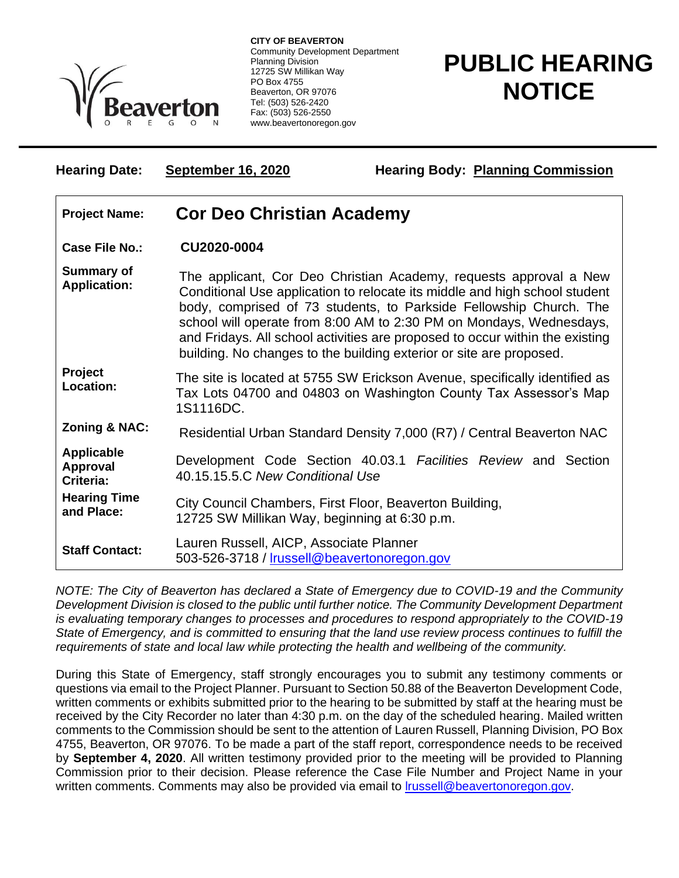**CITY OF BEAVERTON**
Community Development Department
Planning Division
12725 SW Millikan Way
PO Box 4755
Beaverton, OR 97076
Tel: (503) 526-2420
Fax: (503) 526-2550
www.beavertonoregon.gov

# PUBLIC HEARING NOTICE

**Hearing Date:** **September 16, 2020** **Hearing Body:** **Planning Commission**

| | |
|---|---|
| **Project Name:** | **Cor Deo Christian Academy** |
| **Case File No.:** | **CU2020-0004** |
| **Summary of Application:** | The applicant, Cor Deo Christian Academy, requests approval a New Conditional Use application to relocate its middle and high school student body, comprised of 73 students, to Parkside Fellowship Church. The school will operate from 8:00 AM to 2:30 PM on Mondays, Wednesdays, and Fridays. All school activities are proposed to occur within the existing building. No changes to the building exterior or site are proposed. |
| **Project Location:** | The site is located at 5755 SW Erickson Avenue, specifically identified as Tax Lots 04700 and 04803 on Washington County Tax Assessor's Map 1S1116DC. |
| **Zoning & NAC:** | Residential Urban Standard Density 7,000 (R7) / Central Beaverton NAC |
| **Applicable Approval Criteria:** | Development Code Section 40.03.1 *Facilities Review* and Section 40.15.15.5.C *New Conditional Use* |
| **Hearing Time and Place:** | City Council Chambers, First Floor, Beaverton Building, 12725 SW Millikan Way, beginning at 6:30 p.m. |
| **Staff Contact:** | Lauren Russell, AICP, Associate Planner 503-526-3718 / lrussell@beavertonoregon.gov |

*NOTE: The City of Beaverton has declared a State of Emergency due to COVID-19 and the Community Development Division is closed to the public until further notice. The Community Development Department is evaluating temporary changes to processes and procedures to respond appropriately to the COVID-19 State of Emergency, and is committed to ensuring that the land use review process continues to fulfill the requirements of state and local law while protecting the health and wellbeing of the community.*

During this State of Emergency, staff strongly encourages you to submit any testimony comments or questions via email to the Project Planner. Pursuant to Section 50.88 of the Beaverton Development Code, written comments or exhibits submitted prior to the hearing to be submitted by staff at the hearing must be received by the City Recorder no later than 4:30 p.m. on the day of the scheduled hearing. Mailed written comments to the Commission should be sent to the attention of Lauren Russell, Planning Division, PO Box 4755, Beaverton, OR 97076. To be made a part of the staff report, correspondence needs to be received by **September 4, 2020**. All written testimony provided prior to the meeting will be provided to Planning Commission prior to their decision. Please reference the Case File Number and Project Name in your written comments. Comments may also be provided via email to lrussell@beavertonoregon.gov.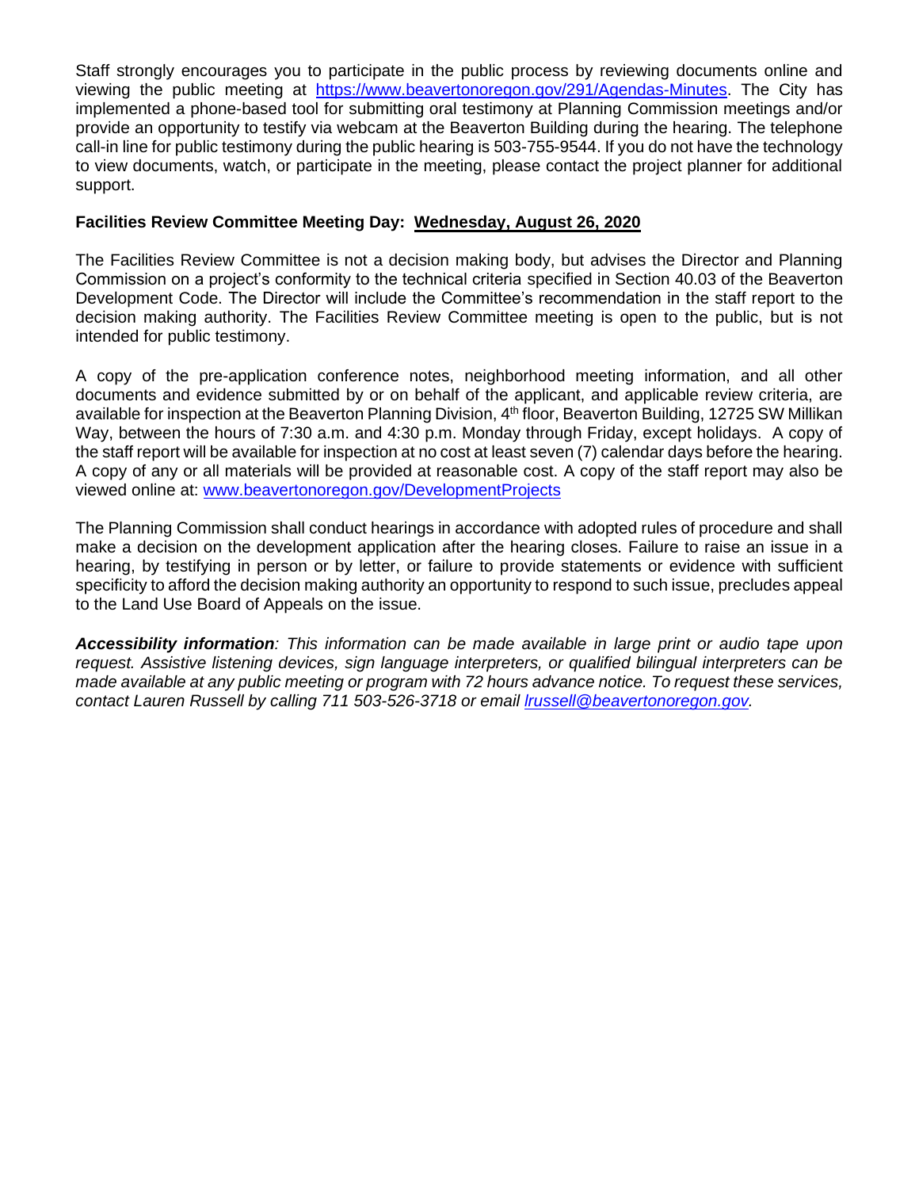Staff strongly encourages you to participate in the public process by reviewing documents online and viewing the public meeting at [https://www.beavertonoregon.gov/291/Agendas-Minutes](https://www.beavertonoregon.gov/291/Agendas-Minutes). The City has implemented a phone-based tool for submitting oral testimony at Planning Commission meetings and/or provide an opportunity to testify via webcam at the Beaverton Building during the hearing. The telephone call-in line for public testimony during the public hearing is 503-755-9544. If you do not have the technology to view documents, watch, or participate in the meeting, please contact the project planner for additional support.

**Facilities Review Committee Meeting Day: <u>Wednesday, August 26, 2020</u>**

The Facilities Review Committee is not a decision making body, but advises the Director and Planning Commission on a project's conformity to the technical criteria specified in Section 40.03 of the Beaverton Development Code. The Director will include the Committee's recommendation in the staff report to the decision making authority. The Facilities Review Committee meeting is open to the public, but is not intended for public testimony.

A copy of the pre-application conference notes, neighborhood meeting information, and all other documents and evidence submitted by or on behalf of the applicant, and applicable review criteria, are available for inspection at the Beaverton Planning Division, 4th floor, Beaverton Building, 12725 SW Millikan Way, between the hours of 7:30 a.m. and 4:30 p.m. Monday through Friday, except holidays. A copy of the staff report will be available for inspection at no cost at least seven (7) calendar days before the hearing. A copy of any or all materials will be provided at reasonable cost. A copy of the staff report may also be viewed online at: [www.beavertonoregon.gov/DevelopmentProjects](www.beavertonoregon.gov/DevelopmentProjects)

The Planning Commission shall conduct hearings in accordance with adopted rules of procedure and shall make a decision on the development application after the hearing closes. Failure to raise an issue in a hearing, by testifying in person or by letter, or failure to provide statements or evidence with sufficient specificity to afford the decision making authority an opportunity to respond to such issue, precludes appeal to the Land Use Board of Appeals on the issue.

***Accessibility information**: This information can be made available in large print or audio tape upon request. Assistive listening devices, sign language interpreters, or qualified bilingual interpreters can be made available at any public meeting or program with 72 hours advance notice. To request these services, contact Lauren Russell by calling 711 503-526-3718 or email [lrussell@beavertonoregon.gov](mailto:lrussell@beavertonoregon.gov).*